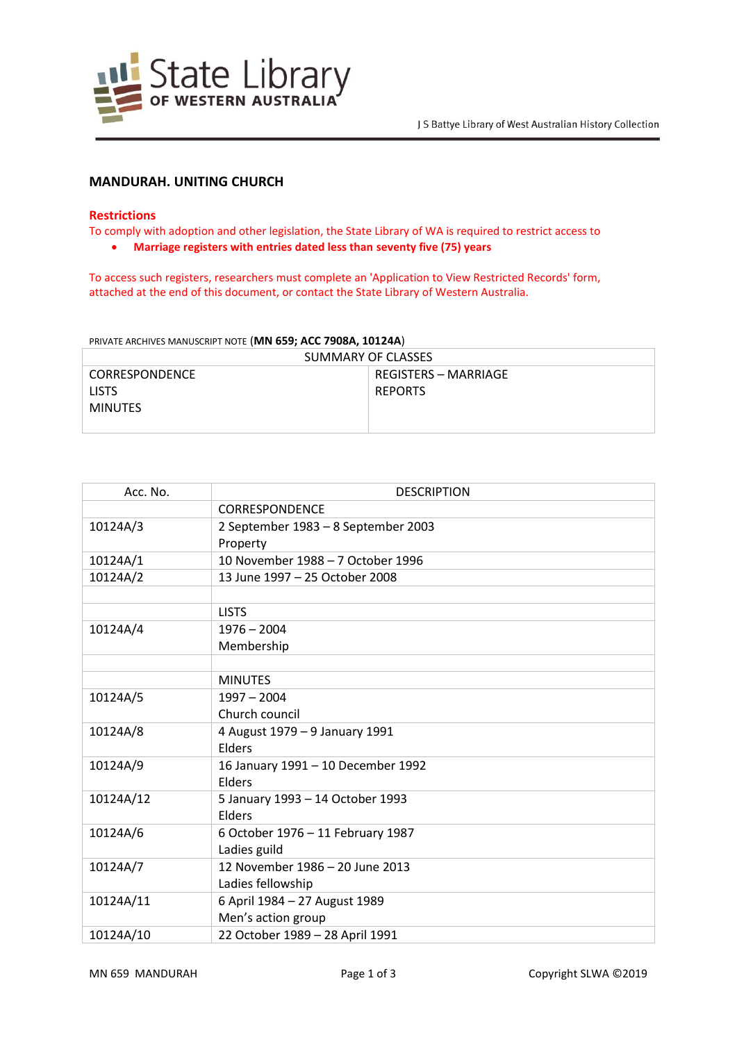# MANDURAH. UNITING CHURCH

## Restrictions

To comply with adoption and other legislation, the State Library of WA is required to restrict access to

- **Marriage registers with entries dated less than seventy five (75) years**

To access such registers, researchers must complete an 'Application to View Restricted Records' form, attached at the end of this document, or contact the State Library of Western Australia.

PRIVATE ARCHIVES MANUSCRIPT NOTE (**MN 659; ACC 7908A, 10124A**)

| SUMMARY OF CLASSES | |
|---|---|
| CORRESPONDENCE<br>LISTS<br>MINUTES | REGISTERS – MARRIAGE<br>REPORTS |

| Acc. No. | DESCRIPTION |
|---|---|
| | CORRESPONDENCE |
| 10124A/3 | 2 September 1983 – 8 September 2003<br>Property |
| 10124A/1 | 10 November 1988 – 7 October 1996 |
| 10124A/2 | 13 June 1997 – 25 October 2008 |
| | |
| | LISTS |
| 10124A/4 | 1976 – 2004<br>Membership |
| | |
| | MINUTES |
| 10124A/5 | 1997 – 2004<br>Church council |
| 10124A/8 | 4 August 1979 – 9 January 1991<br>Elders |
| 10124A/9 | 16 January 1991 – 10 December 1992<br>Elders |
| 10124A/12 | 5 January 1993 – 14 October 1993<br>Elders |
| 10124A/6 | 6 October 1976 – 11 February 1987<br>Ladies guild |
| 10124A/7 | 12 November 1986 – 20 June 2013<br>Ladies fellowship |
| 10124A/11 | 6 April 1984 – 27 August 1989<br>Men's action group |
| 10124A/10 | 22 October 1989 – 28 April 1991 |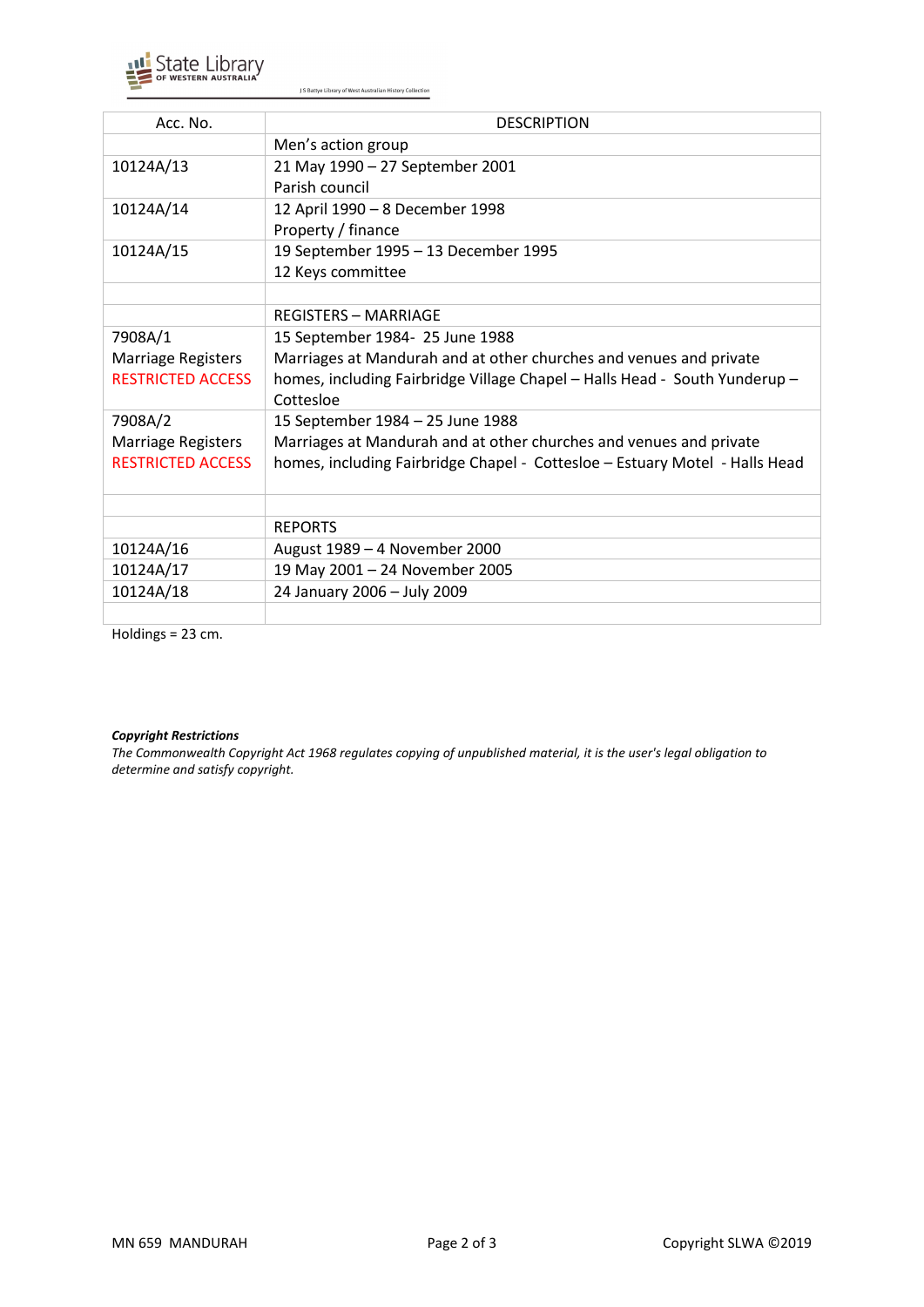| Acc. No. | DESCRIPTION |
|---|---|
| | Men's action group |
| 10124A/13 | 21 May 1990 – 27 September 2001<br>Parish council |
| 10124A/14 | 12 April 1990 – 8 December 1998<br>Property / finance |
| 10124A/15 | 19 September 1995 – 13 December 1995<br>12 Keys committee |
| | |
| | REGISTERS – MARRIAGE |
| 7908A/1<br>Marriage Registers<br>RESTRICTED ACCESS | 15 September 1984- 25 June 1988<br>Marriages at Mandurah and at other churches and venues and private homes, including Fairbridge Village Chapel – Halls Head - South Yunderup – Cottesloe |
| 7908A/2<br>Marriage Registers<br>RESTRICTED ACCESS | 15 September 1984 – 25 June 1988<br>Marriages at Mandurah and at other churches and venues and private homes, including Fairbridge Chapel - Cottesloe – Estuary Motel - Halls Head |
| | |
| | REPORTS |
| 10124A/16 | August 1989 – 4 November 2000 |
| 10124A/17 | 19 May 2001 – 24 November 2005 |
| 10124A/18 | 24 January 2006 – July 2009 |
| | |

Holdings = 23 cm.

***Copyright Restrictions***

*The Commonwealth Copyright Act 1968 regulates copying of unpublished material, it is the user's legal obligation to determine and satisfy copyright.*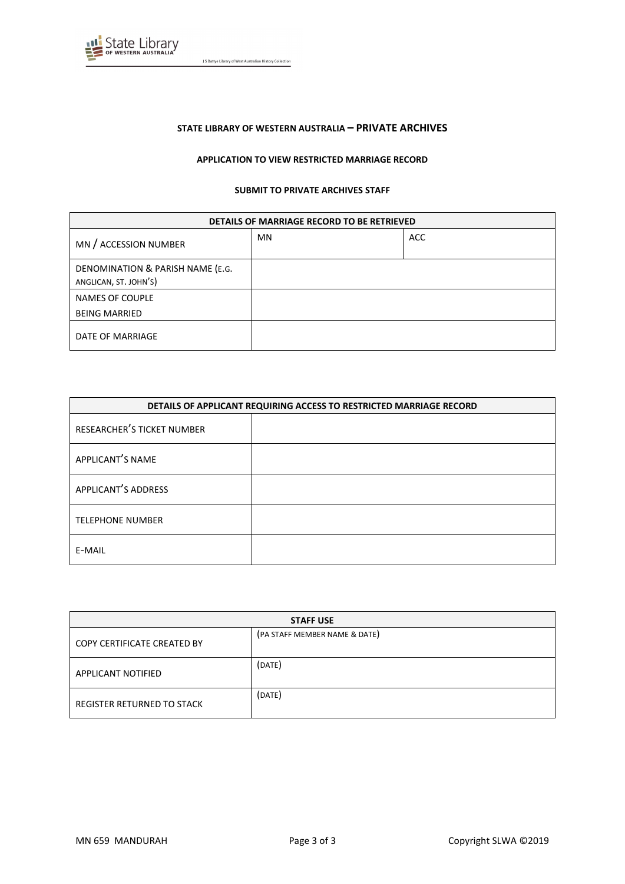**STATE LIBRARY OF WESTERN AUSTRALIA – PRIVATE ARCHIVES**

**APPLICATION TO VIEW RESTRICTED MARRIAGE RECORD**

**SUBMIT TO PRIVATE ARCHIVES STAFF**

| DETAILS OF MARRIAGE RECORD TO BE RETRIEVED | | |
|---|---|---|
| MN / ACCESSION NUMBER | MN | ACC |
| DENOMINATION & PARISH NAME (E.G. ANGLICAN, ST. JOHN'S) | | |
| NAMES OF COUPLE BEING MARRIED | | |
| DATE OF MARRIAGE | | |

| DETAILS OF APPLICANT REQUIRING ACCESS TO RESTRICTED MARRIAGE RECORD | |
|---|---|
| RESEARCHER'S TICKET NUMBER | |
| APPLICANT'S NAME | |
| APPLICANT'S ADDRESS | |
| TELEPHONE NUMBER | |
| E-MAIL | |

| STAFF USE | |
|---|---|
| COPY CERTIFICATE CREATED BY | (PA STAFF MEMBER NAME & DATE) |
| APPLICANT NOTIFIED | (DATE) |
| REGISTER RETURNED TO STACK | (DATE) |